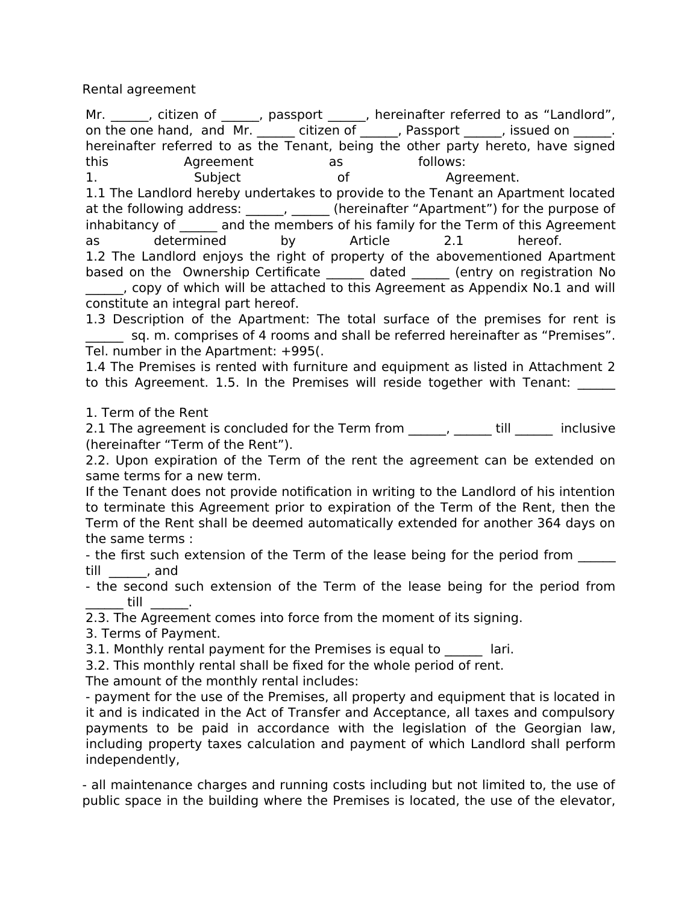Rental agreement

Mr. ______, citizen of ______, passport ______, hereinafter referred to as "Landlord", on the one hand, and Mr. ______ citizen of ______, Passport ______, issued on ______. hereinafter referred to as the Tenant, being the other party hereto, have signed this Agreement as follows:

1. Subject of Agreement.

1.1 The Landlord hereby undertakes to provide to the Tenant an Apartment located at the following address: ______, ______ (hereinafter "Apartment") for the purpose of inhabitancy of ______ and the members of his family for the Term of this Agreement as determined by Article 2.1 hereof.

1.2 The Landlord enjoys the right of property of the abovementioned Apartment based on the Ownership Certificate ______ dated ______ (entry on registration No ______, copy of which will be attached to this Agreement as Appendix No.1 and will constitute an integral part hereof.

1.3 Description of the Apartment: The total surface of the premises for rent is ______ sq. m. comprises of 4 rooms and shall be referred hereinafter as "Premises". Tel. number in the Apartment: +995(.

1.4 The Premises is rented with furniture and equipment as listed in Attachment 2 to this Agreement. 1.5. In the Premises will reside together with Tenant: ______

1. Term of the Rent

2.1 The agreement is concluded for the Term from ______, ______ till ______ inclusive (hereinafter "Term of the Rent").

2.2. Upon expiration of the Term of the rent the agreement can be extended on same terms for a new term.

If the Tenant does not provide notification in writing to the Landlord of his intention to terminate this Agreement prior to expiration of the Term of the Rent, then the Term of the Rent shall be deemed automatically extended for another 364 days on the same terms :

- the first such extension of the Term of the lease being for the period from ______ till ______, and
- the second such extension of the Term of the lease being for the period from ______ till ______.

2.3. The Agreement comes into force from the moment of its signing.

3. Terms of Payment.

3.1. Monthly rental payment for the Premises is equal to ______ lari.

3.2. This monthly rental shall be fixed for the whole period of rent.

The amount of the monthly rental includes:

- payment for the use of the Premises, all property and equipment that is located in it and is indicated in the Act of Transfer and Acceptance, all taxes and compulsory payments to be paid in accordance with the legislation of the Georgian law, including property taxes calculation and payment of which Landlord shall perform independently,

- all maintenance charges and running costs including but not limited to, the use of public space in the building where the Premises is located, the use of the elevator,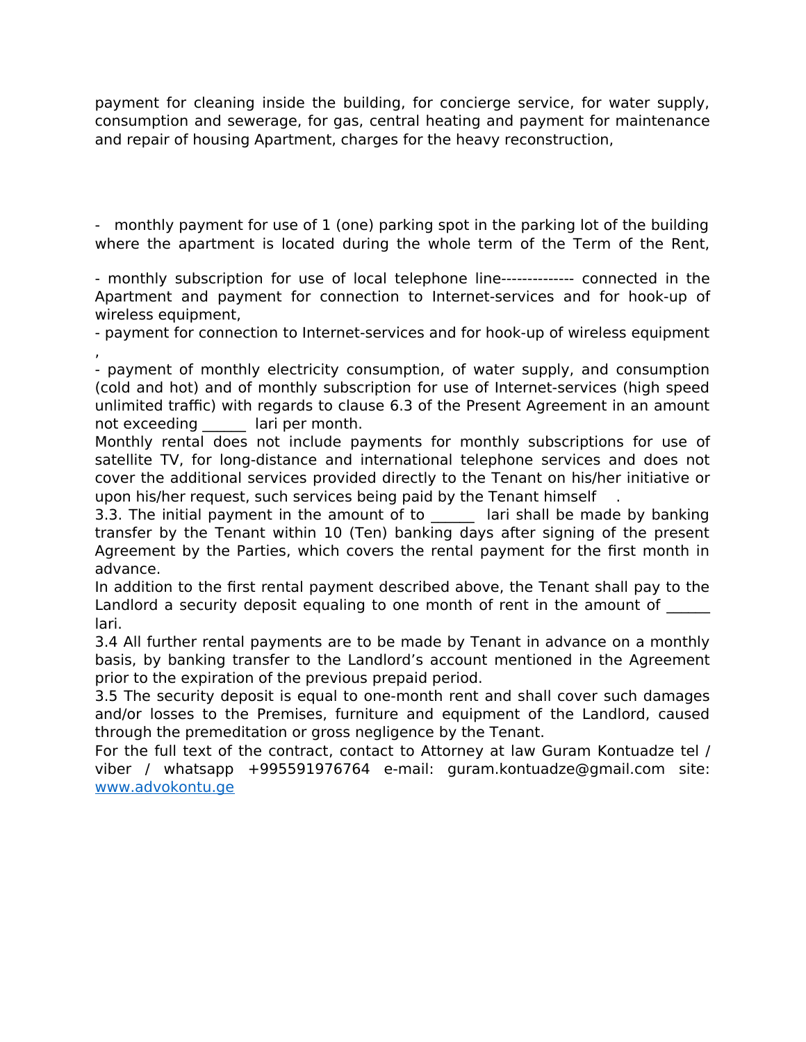payment for cleaning inside the building, for concierge service, for water supply, consumption and sewerage, for gas, central heating and payment for maintenance and repair of housing Apartment, charges for the heavy reconstruction,

- monthly payment for use of 1 (one) parking spot in the parking lot of the building where the apartment is located during the whole term of the Term of the Rent,

- monthly subscription for use of local telephone line-------------- connected in the Apartment and payment for connection to Internet-services and for hook-up of wireless equipment,
- payment for connection to Internet-services and for hook-up of wireless equipment ,
- payment of monthly electricity consumption, of water supply, and consumption (cold and hot) and of monthly subscription for use of Internet-services (high speed unlimited traffic) with regards to clause 6.3 of the Present Agreement in an amount not exceeding ______ lari per month.

Monthly rental does not include payments for monthly subscriptions for use of satellite TV, for long-distance and international telephone services and does not cover the additional services provided directly to the Tenant on his/her initiative or upon his/her request, such services being paid by the Tenant himself .

3.3. The initial payment in the amount of to ______ lari shall be made by banking transfer by the Tenant within 10 (Ten) banking days after signing of the present Agreement by the Parties, which covers the rental payment for the first month in advance.

In addition to the first rental payment described above, the Tenant shall pay to the Landlord a security deposit equaling to one month of rent in the amount of ______ lari.

3.4 All further rental payments are to be made by Tenant in advance on a monthly basis, by banking transfer to the Landlord's account mentioned in the Agreement prior to the expiration of the previous prepaid period.

3.5 The security deposit is equal to one-month rent and shall cover such damages and/or losses to the Premises, furniture and equipment of the Landlord, caused through the premeditation or gross negligence by the Tenant.

For the full text of the contract, contact to Attorney at law Guram Kontuadze tel / viber / whatsapp +995591976764 e-mail: guram.kontuadze@gmail.com site: [www.advokontu.ge](http://www.advokontu.ge)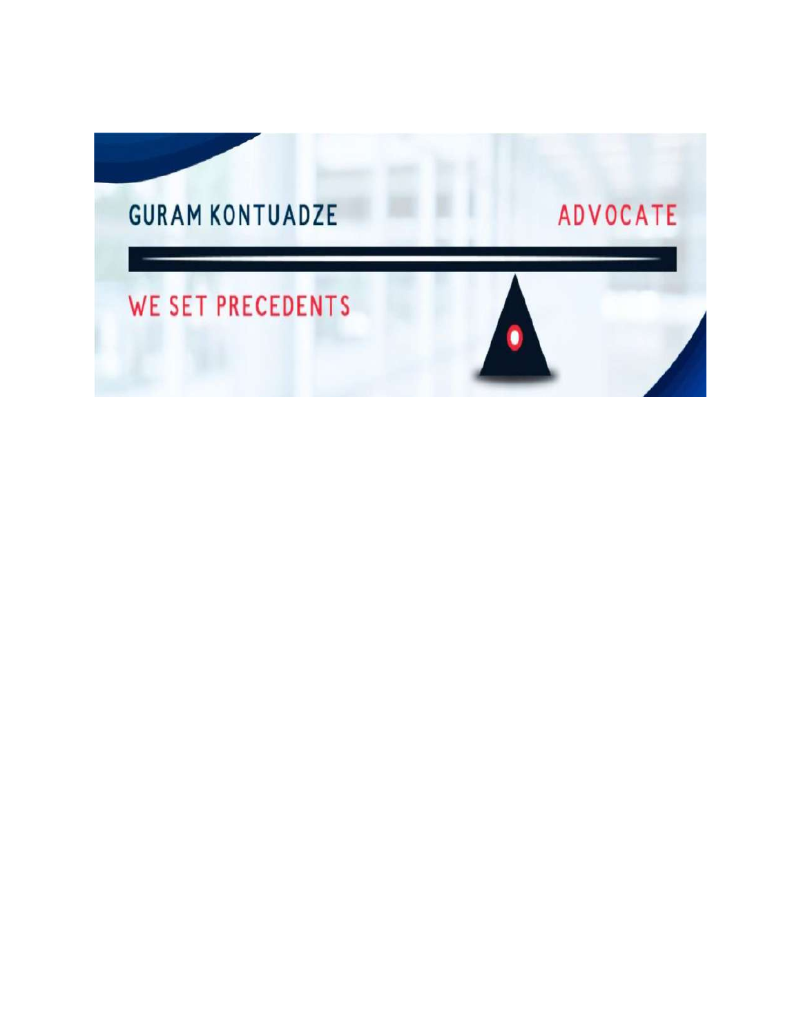GURAM KONTUADZE

ADVOCATE

WE SET PRECEDENTS